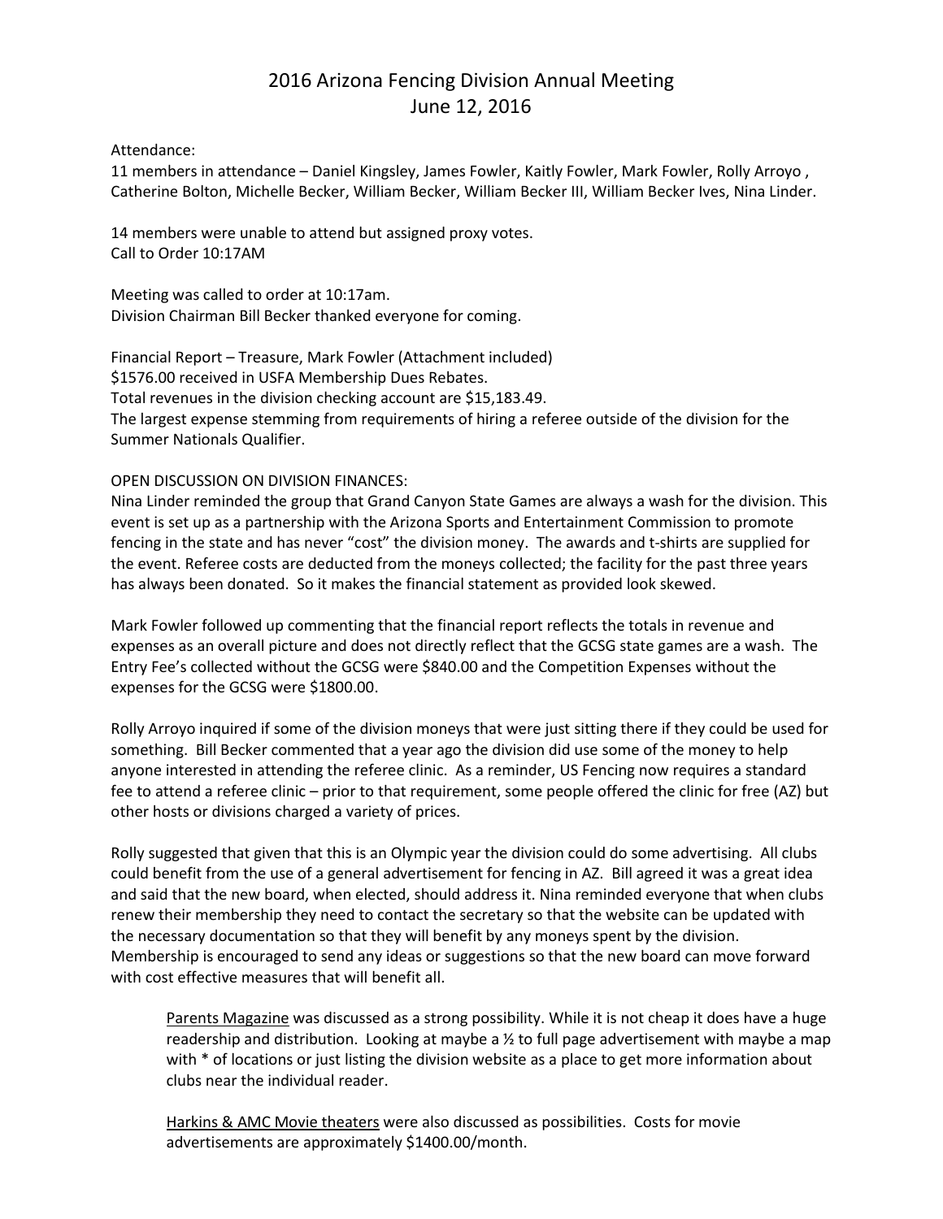# 2016 Arizona Fencing Division Annual Meeting
June 12, 2016

Attendance:
11 members in attendance – Daniel Kingsley, James Fowler, Kaitly Fowler, Mark Fowler, Rolly Arroyo , Catherine Bolton, Michelle Becker, William Becker, William Becker III, William Becker Ives, Nina Linder.

14 members were unable to attend but assigned proxy votes.
Call to Order 10:17AM

Meeting was called to order at 10:17am.
Division Chairman Bill Becker thanked everyone for coming.

Financial Report – Treasure, Mark Fowler (Attachment included)
$1576.00 received in USFA Membership Dues Rebates.
Total revenues in the division checking account are $15,183.49.
The largest expense stemming from requirements of hiring a referee outside of the division for the Summer Nationals Qualifier.

OPEN DISCUSSION ON DIVISION FINANCES:
Nina Linder reminded the group that Grand Canyon State Games are always a wash for the division. This event is set up as a partnership with the Arizona Sports and Entertainment Commission to promote fencing in the state and has never "cost" the division money. The awards and t-shirts are supplied for the event. Referee costs are deducted from the moneys collected; the facility for the past three years has always been donated. So it makes the financial statement as provided look skewed.

Mark Fowler followed up commenting that the financial report reflects the totals in revenue and expenses as an overall picture and does not directly reflect that the GCSG state games are a wash. The Entry Fee's collected without the GCSG were $840.00 and the Competition Expenses without the expenses for the GCSG were $1800.00.

Rolly Arroyo inquired if some of the division moneys that were just sitting there if they could be used for something. Bill Becker commented that a year ago the division did use some of the money to help anyone interested in attending the referee clinic. As a reminder, US Fencing now requires a standard fee to attend a referee clinic – prior to that requirement, some people offered the clinic for free (AZ) but other hosts or divisions charged a variety of prices.

Rolly suggested that given that this is an Olympic year the division could do some advertising. All clubs could benefit from the use of a general advertisement for fencing in AZ. Bill agreed it was a great idea and said that the new board, when elected, should address it. Nina reminded everyone that when clubs renew their membership they need to contact the secretary so that the website can be updated with the necessary documentation so that they will benefit by any moneys spent by the division. Membership is encouraged to send any ideas or suggestions so that the new board can move forward with cost effective measures that will benefit all.

> Parents Magazine was discussed as a strong possibility. While it is not cheap it does have a huge readership and distribution. Looking at maybe a ½ to full page advertisement with maybe a map with * of locations or just listing the division website as a place to get more information about clubs near the individual reader.
>
> Harkins & AMC Movie theaters were also discussed as possibilities. Costs for movie advertisements are approximately $1400.00/month.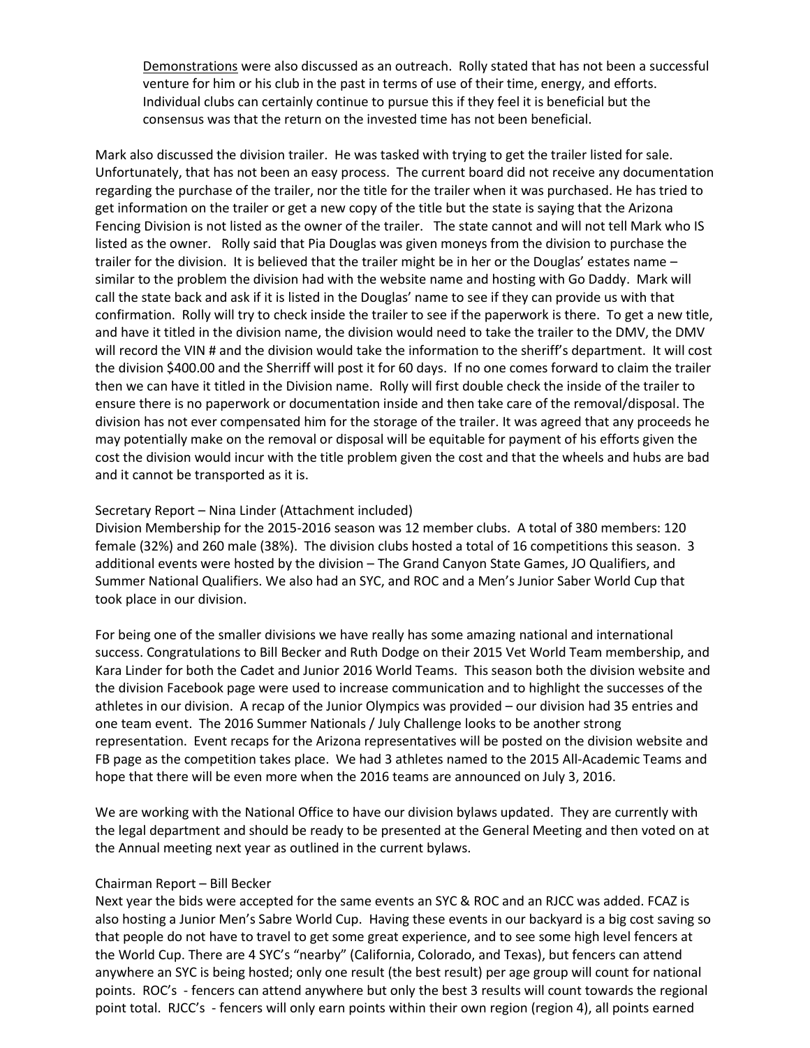Demonstrations were also discussed as an outreach. Rolly stated that has not been a successful venture for him or his club in the past in terms of use of their time, energy, and efforts. Individual clubs can certainly continue to pursue this if they feel it is beneficial but the consensus was that the return on the invested time has not been beneficial.

Mark also discussed the division trailer. He was tasked with trying to get the trailer listed for sale. Unfortunately, that has not been an easy process. The current board did not receive any documentation regarding the purchase of the trailer, nor the title for the trailer when it was purchased. He has tried to get information on the trailer or get a new copy of the title but the state is saying that the Arizona Fencing Division is not listed as the owner of the trailer. The state cannot and will not tell Mark who IS listed as the owner. Rolly said that Pia Douglas was given moneys from the division to purchase the trailer for the division. It is believed that the trailer might be in her or the Douglas' estates name – similar to the problem the division had with the website name and hosting with Go Daddy. Mark will call the state back and ask if it is listed in the Douglas' name to see if they can provide us with that confirmation. Rolly will try to check inside the trailer to see if the paperwork is there. To get a new title, and have it titled in the division name, the division would need to take the trailer to the DMV, the DMV will record the VIN # and the division would take the information to the sheriff's department. It will cost the division $400.00 and the Sherriff will post it for 60 days. If no one comes forward to claim the trailer then we can have it titled in the Division name. Rolly will first double check the inside of the trailer to ensure there is no paperwork or documentation inside and then take care of the removal/disposal. The division has not ever compensated him for the storage of the trailer. It was agreed that any proceeds he may potentially make on the removal or disposal will be equitable for payment of his efforts given the cost the division would incur with the title problem given the cost and that the wheels and hubs are bad and it cannot be transported as it is.

Secretary Report – Nina Linder (Attachment included)
Division Membership for the 2015-2016 season was 12 member clubs. A total of 380 members: 120 female (32%) and 260 male (38%). The division clubs hosted a total of 16 competitions this season. 3 additional events were hosted by the division – The Grand Canyon State Games, JO Qualifiers, and Summer National Qualifiers. We also had an SYC, and ROC and a Men's Junior Saber World Cup that took place in our division.

For being one of the smaller divisions we have really has some amazing national and international success. Congratulations to Bill Becker and Ruth Dodge on their 2015 Vet World Team membership, and Kara Linder for both the Cadet and Junior 2016 World Teams. This season both the division website and the division Facebook page were used to increase communication and to highlight the successes of the athletes in our division. A recap of the Junior Olympics was provided – our division had 35 entries and one team event. The 2016 Summer Nationals / July Challenge looks to be another strong representation. Event recaps for the Arizona representatives will be posted on the division website and FB page as the competition takes place. We had 3 athletes named to the 2015 All-Academic Teams and hope that there will be even more when the 2016 teams are announced on July 3, 2016.

We are working with the National Office to have our division bylaws updated. They are currently with the legal department and should be ready to be presented at the General Meeting and then voted on at the Annual meeting next year as outlined in the current bylaws.

Chairman Report – Bill Becker
Next year the bids were accepted for the same events an SYC & ROC and an RJCC was added. FCAZ is also hosting a Junior Men's Sabre World Cup. Having these events in our backyard is a big cost saving so that people do not have to travel to get some great experience, and to see some high level fencers at the World Cup. There are 4 SYC's "nearby" (California, Colorado, and Texas), but fencers can attend anywhere an SYC is being hosted; only one result (the best result) per age group will count for national points. ROC's - fencers can attend anywhere but only the best 3 results will count towards the regional point total. RJCC's - fencers will only earn points within their own region (region 4), all points earned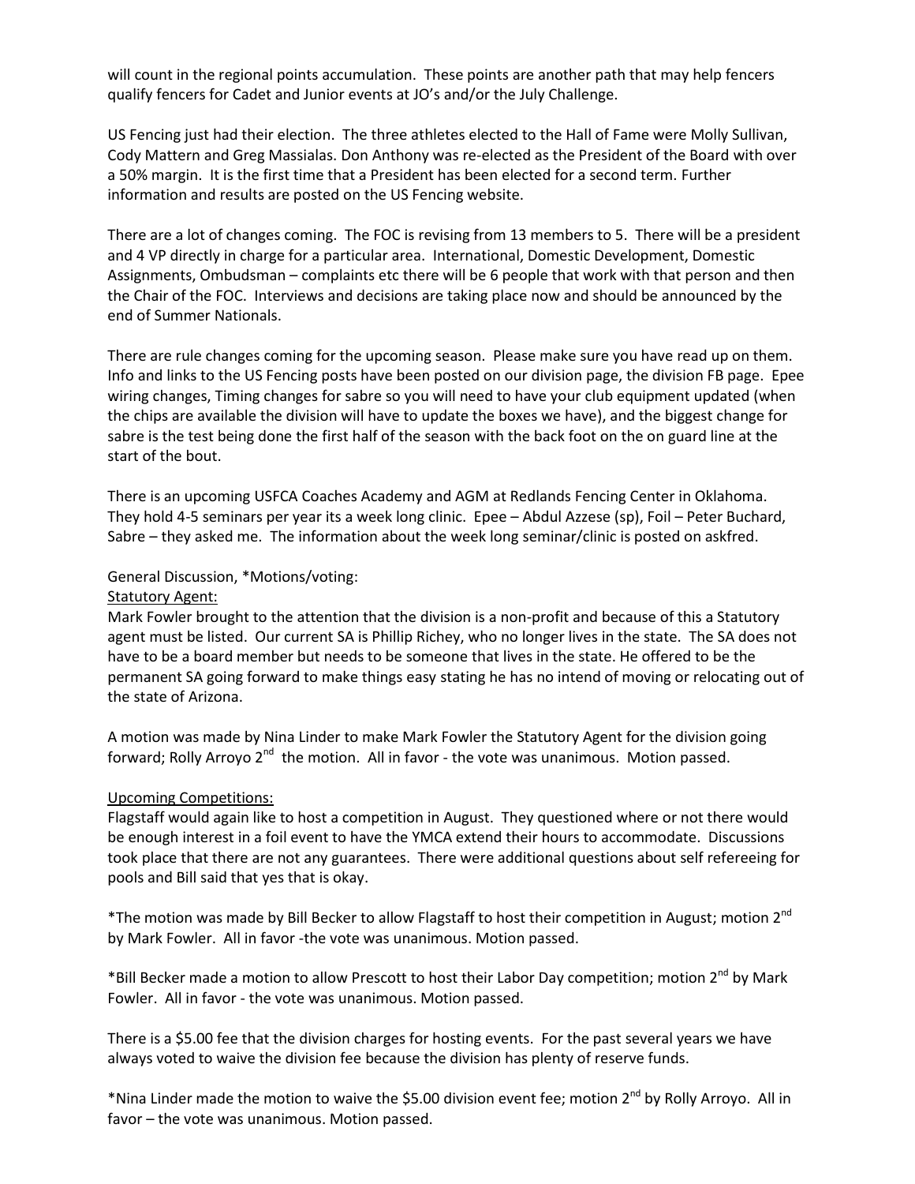will count in the regional points accumulation. These points are another path that may help fencers qualify fencers for Cadet and Junior events at JO's and/or the July Challenge.

US Fencing just had their election. The three athletes elected to the Hall of Fame were Molly Sullivan, Cody Mattern and Greg Massialas. Don Anthony was re-elected as the President of the Board with over a 50% margin. It is the first time that a President has been elected for a second term. Further information and results are posted on the US Fencing website.

There are a lot of changes coming. The FOC is revising from 13 members to 5. There will be a president and 4 VP directly in charge for a particular area. International, Domestic Development, Domestic Assignments, Ombudsman – complaints etc there will be 6 people that work with that person and then the Chair of the FOC. Interviews and decisions are taking place now and should be announced by the end of Summer Nationals.

There are rule changes coming for the upcoming season. Please make sure you have read up on them. Info and links to the US Fencing posts have been posted on our division page, the division FB page. Epee wiring changes, Timing changes for sabre so you will need to have your club equipment updated (when the chips are available the division will have to update the boxes we have), and the biggest change for sabre is the test being done the first half of the season with the back foot on the on guard line at the start of the bout.

There is an upcoming USFCA Coaches Academy and AGM at Redlands Fencing Center in Oklahoma. They hold 4-5 seminars per year its a week long clinic. Epee – Abdul Azzese (sp), Foil – Peter Buchard, Sabre – they asked me. The information about the week long seminar/clinic is posted on askfred.

General Discussion, *Motions/voting:

<u>Statutory Agent:</u>

Mark Fowler brought to the attention that the division is a non-profit and because of this a Statutory agent must be listed. Our current SA is Phillip Richey, who no longer lives in the state. The SA does not have to be a board member but needs to be someone that lives in the state. He offered to be the permanent SA going forward to make things easy stating he has no intend of moving or relocating out of the state of Arizona.

A motion was made by Nina Linder to make Mark Fowler the Statutory Agent for the division going forward; Rolly Arroyo 2nd the motion. All in favor - the vote was unanimous. Motion passed.

<u>Upcoming Competitions:</u>

Flagstaff would again like to host a competition in August. They questioned where or not there would be enough interest in a foil event to have the YMCA extend their hours to accommodate. Discussions took place that there are not any guarantees. There were additional questions about self refereeing for pools and Bill said that yes that is okay.

*The motion was made by Bill Becker to allow Flagstaff to host their competition in August; motion 2nd by Mark Fowler. All in favor -the vote was unanimous. Motion passed.

*Bill Becker made a motion to allow Prescott to host their Labor Day competition; motion 2nd by Mark Fowler. All in favor - the vote was unanimous. Motion passed.

There is a $5.00 fee that the division charges for hosting events. For the past several years we have always voted to waive the division fee because the division has plenty of reserve funds.

*Nina Linder made the motion to waive the $5.00 division event fee; motion 2nd by Rolly Arroyo. All in favor – the vote was unanimous. Motion passed.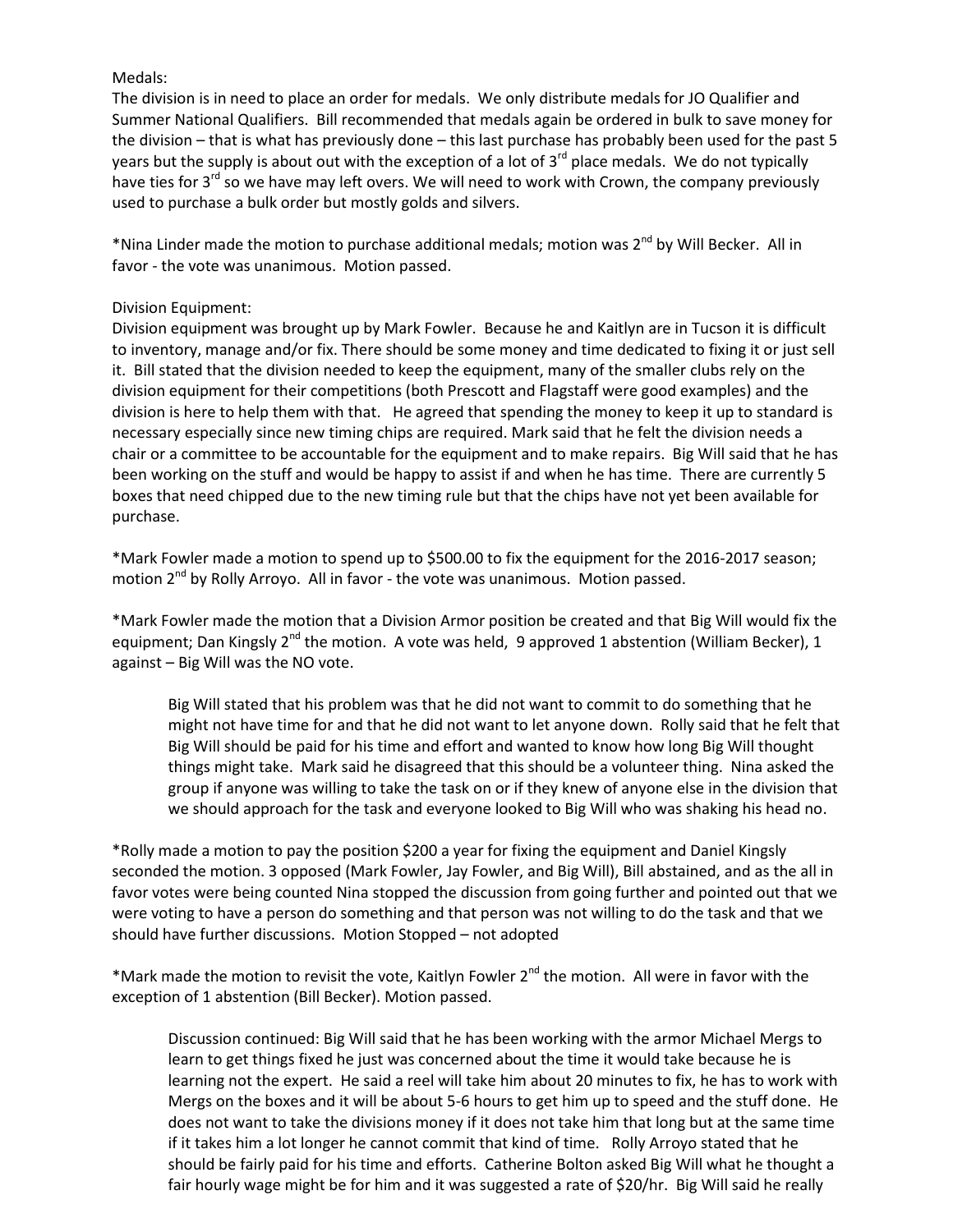Medals:

The division is in need to place an order for medals. We only distribute medals for JO Qualifier and Summer National Qualifiers. Bill recommended that medals again be ordered in bulk to save money for the division – that is what has previously done – this last purchase has probably been used for the past 5 years but the supply is about out with the exception of a lot of 3rd place medals. We do not typically have ties for 3rd so we have may left overs. We will need to work with Crown, the company previously used to purchase a bulk order but mostly golds and silvers.

*Nina Linder made the motion to purchase additional medals; motion was 2nd by Will Becker. All in favor - the vote was unanimous. Motion passed.

Division Equipment:

Division equipment was brought up by Mark Fowler. Because he and Kaitlyn are in Tucson it is difficult to inventory, manage and/or fix. There should be some money and time dedicated to fixing it or just sell it. Bill stated that the division needed to keep the equipment, many of the smaller clubs rely on the division equipment for their competitions (both Prescott and Flagstaff were good examples) and the division is here to help them with that. He agreed that spending the money to keep it up to standard is necessary especially since new timing chips are required. Mark said that he felt the division needs a chair or a committee to be accountable for the equipment and to make repairs. Big Will said that he has been working on the stuff and would be happy to assist if and when he has time. There are currently 5 boxes that need chipped due to the new timing rule but that the chips have not yet been available for purchase.

*Mark Fowler made a motion to spend up to $500.00 to fix the equipment for the 2016-2017 season; motion 2nd by Rolly Arroyo. All in favor - the vote was unanimous. Motion passed.

*Mark Fowler made the motion that a Division Armor position be created and that Big Will would fix the equipment; Dan Kingsly 2nd the motion. A vote was held, 9 approved 1 abstention (William Becker), 1 against – Big Will was the NO vote.

> Big Will stated that his problem was that he did not want to commit to do something that he might not have time for and that he did not want to let anyone down. Rolly said that he felt that Big Will should be paid for his time and effort and wanted to know how long Big Will thought things might take. Mark said he disagreed that this should be a volunteer thing. Nina asked the group if anyone was willing to take the task on or if they knew of anyone else in the division that we should approach for the task and everyone looked to Big Will who was shaking his head no.

*Rolly made a motion to pay the position $200 a year for fixing the equipment and Daniel Kingsly seconded the motion. 3 opposed (Mark Fowler, Jay Fowler, and Big Will), Bill abstained, and as the all in favor votes were being counted Nina stopped the discussion from going further and pointed out that we were voting to have a person do something and that person was not willing to do the task and that we should have further discussions. Motion Stopped – not adopted

*Mark made the motion to revisit the vote, Kaitlyn Fowler 2nd the motion. All were in favor with the exception of 1 abstention (Bill Becker). Motion passed.

> Discussion continued: Big Will said that he has been working with the armor Michael Mergs to learn to get things fixed he just was concerned about the time it would take because he is learning not the expert. He said a reel will take him about 20 minutes to fix, he has to work with Mergs on the boxes and it will be about 5-6 hours to get him up to speed and the stuff done. He does not want to take the divisions money if it does not take him that long but at the same time if it takes him a lot longer he cannot commit that kind of time. Rolly Arroyo stated that he should be fairly paid for his time and efforts. Catherine Bolton asked Big Will what he thought a fair hourly wage might be for him and it was suggested a rate of $20/hr. Big Will said he really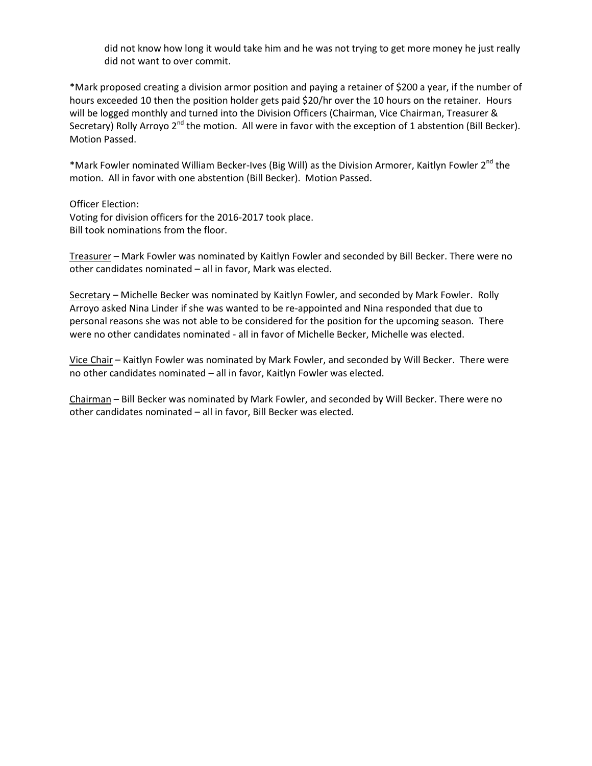did not know how long it would take him and he was not trying to get more money he just really did not want to over commit.

*Mark proposed creating a division armor position and paying a retainer of $200 a year, if the number of hours exceeded 10 then the position holder gets paid $20/hr over the 10 hours on the retainer. Hours will be logged monthly and turned into the Division Officers (Chairman, Vice Chairman, Treasurer & Secretary) Rolly Arroyo 2nd the motion. All were in favor with the exception of 1 abstention (Bill Becker). Motion Passed.

*Mark Fowler nominated William Becker-Ives (Big Will) as the Division Armorer, Kaitlyn Fowler 2nd the motion. All in favor with one abstention (Bill Becker). Motion Passed.

Officer Election:
Voting for division officers for the 2016-2017 took place.
Bill took nominations from the floor.

<u>Treasurer</u> – Mark Fowler was nominated by Kaitlyn Fowler and seconded by Bill Becker. There were no other candidates nominated – all in favor, Mark was elected.

<u>Secretary</u> – Michelle Becker was nominated by Kaitlyn Fowler, and seconded by Mark Fowler. Rolly Arroyo asked Nina Linder if she was wanted to be re-appointed and Nina responded that due to personal reasons she was not able to be considered for the position for the upcoming season. There were no other candidates nominated - all in favor of Michelle Becker, Michelle was elected.

<u>Vice Chair</u> – Kaitlyn Fowler was nominated by Mark Fowler, and seconded by Will Becker. There were no other candidates nominated – all in favor, Kaitlyn Fowler was elected.

<u>Chairman</u> – Bill Becker was nominated by Mark Fowler, and seconded by Will Becker. There were no other candidates nominated – all in favor, Bill Becker was elected.